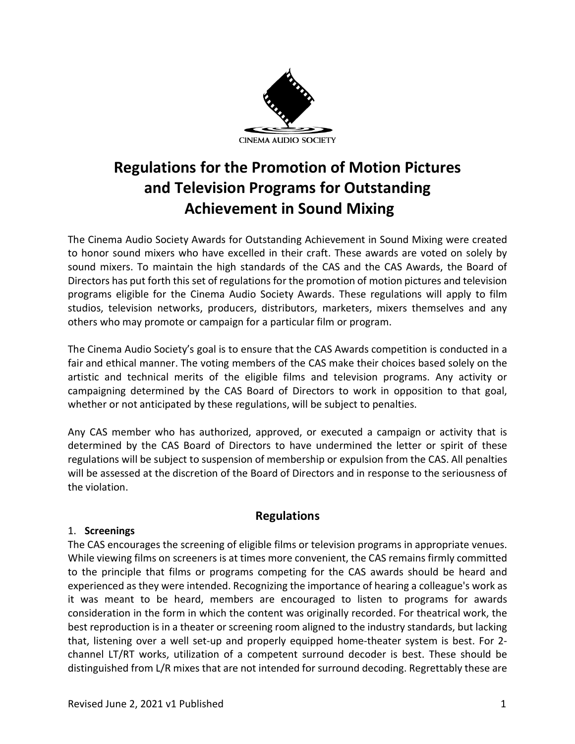CINEMA AUDIO SOCIETY

# Regulations for the Promotion of Motion Pictures and Television Programs for Outstanding Achievement in Sound Mixing

The Cinema Audio Society Awards for Outstanding Achievement in Sound Mixing were created to honor sound mixers who have excelled in their craft. These awards are voted on solely by sound mixers. To maintain the high standards of the CAS and the CAS Awards, the Board of Directors has put forth this set of regulations for the promotion of motion pictures and television programs eligible for the Cinema Audio Society Awards. These regulations will apply to film studios, television networks, producers, distributors, marketers, mixers themselves and any others who may promote or campaign for a particular film or program.

The Cinema Audio Society's goal is to ensure that the CAS Awards competition is conducted in a fair and ethical manner. The voting members of the CAS make their choices based solely on the artistic and technical merits of the eligible films and television programs. Any activity or campaigning determined by the CAS Board of Directors to work in opposition to that goal, whether or not anticipated by these regulations, will be subject to penalties.

Any CAS member who has authorized, approved, or executed a campaign or activity that is determined by the CAS Board of Directors to have undermined the letter or spirit of these regulations will be subject to suspension of membership or expulsion from the CAS. All penalties will be assessed at the discretion of the Board of Directors and in response to the seriousness of the violation.

## Regulations

1. **Screenings**

The CAS encourages the screening of eligible films or television programs in appropriate venues. While viewing films on screeners is at times more convenient, the CAS remains firmly committed to the principle that films or programs competing for the CAS awards should be heard and experienced as they were intended. Recognizing the importance of hearing a colleague's work as it was meant to be heard, members are encouraged to listen to programs for awards consideration in the form in which the content was originally recorded. For theatrical work, the best reproduction is in a theater or screening room aligned to the industry standards, but lacking that, listening over a well set-up and properly equipped home-theater system is best. For 2-channel LT/RT works, utilization of a competent surround decoder is best. These should be distinguished from L/R mixes that are not intended for surround decoding. Regrettably these are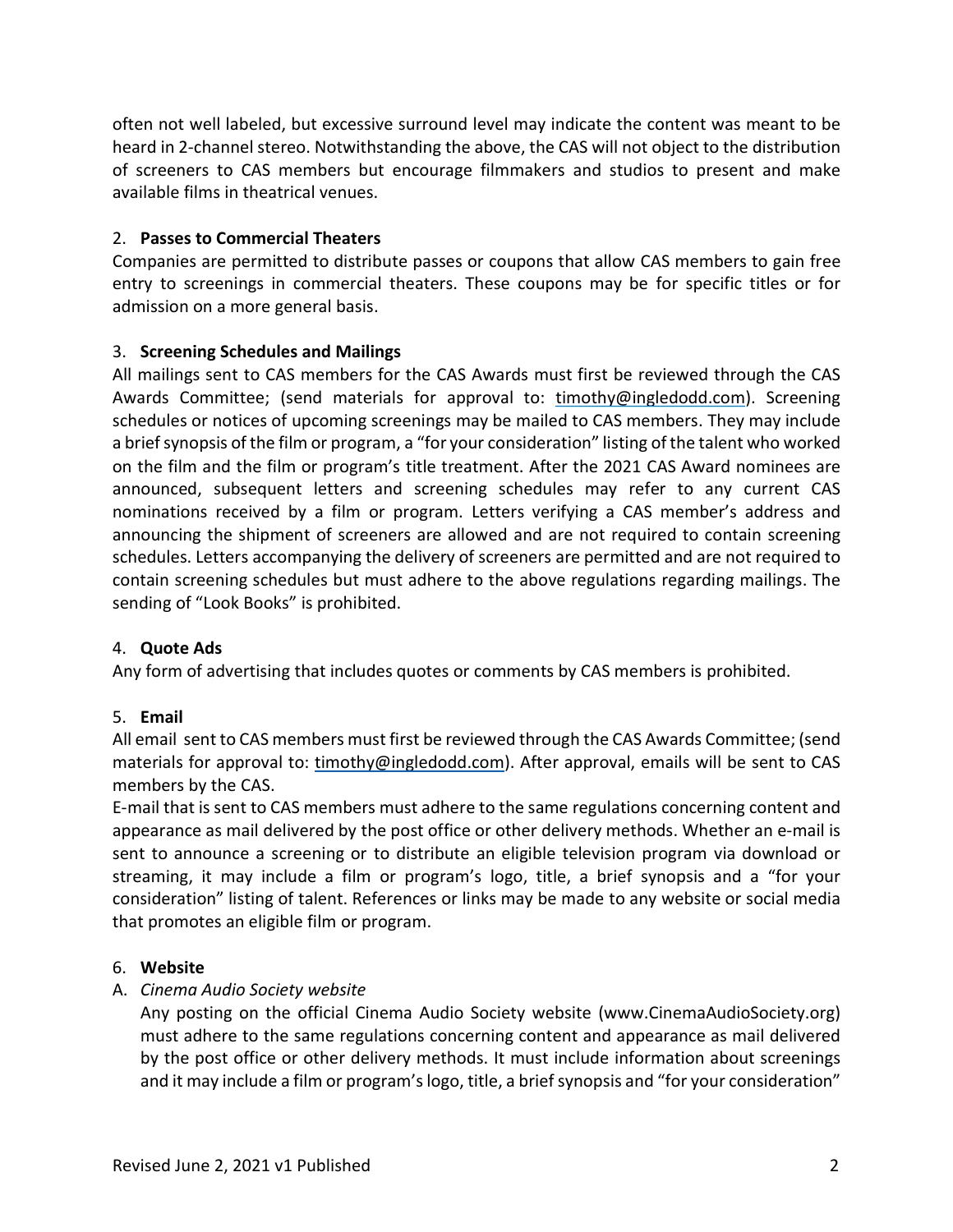often not well labeled, but excessive surround level may indicate the content was meant to be heard in 2-channel stereo. Notwithstanding the above, the CAS will not object to the distribution of screeners to CAS members but encourage filmmakers and studios to present and make available films in theatrical venues.

2. **Passes to Commercial Theaters**

Companies are permitted to distribute passes or coupons that allow CAS members to gain free entry to screenings in commercial theaters. These coupons may be for specific titles or for admission on a more general basis.

3. **Screening Schedules and Mailings**

All mailings sent to CAS members for the CAS Awards must first be reviewed through the CAS Awards Committee; (send materials for approval to: timothy@ingledodd.com). Screening schedules or notices of upcoming screenings may be mailed to CAS members. They may include a brief synopsis of the film or program, a "for your consideration" listing of the talent who worked on the film and the film or program's title treatment. After the 2021 CAS Award nominees are announced, subsequent letters and screening schedules may refer to any current CAS nominations received by a film or program. Letters verifying a CAS member's address and announcing the shipment of screeners are allowed and are not required to contain screening schedules. Letters accompanying the delivery of screeners are permitted and are not required to contain screening schedules but must adhere to the above regulations regarding mailings. The sending of "Look Books" is prohibited.

4. **Quote Ads**

Any form of advertising that includes quotes or comments by CAS members is prohibited.

5. **Email**

All email sent to CAS members must first be reviewed through the CAS Awards Committee; (send materials for approval to: timothy@ingledodd.com). After approval, emails will be sent to CAS members by the CAS.

E-mail that is sent to CAS members must adhere to the same regulations concerning content and appearance as mail delivered by the post office or other delivery methods. Whether an e-mail is sent to announce a screening or to distribute an eligible television program via download or streaming, it may include a film or program's logo, title, a brief synopsis and a "for your consideration" listing of talent. References or links may be made to any website or social media that promotes an eligible film or program.

6. **Website**

A. *Cinema Audio Society website*

Any posting on the official Cinema Audio Society website (www.CinemaAudioSociety.org) must adhere to the same regulations concerning content and appearance as mail delivered by the post office or other delivery methods. It must include information about screenings and it may include a film or program's logo, title, a brief synopsis and "for your consideration"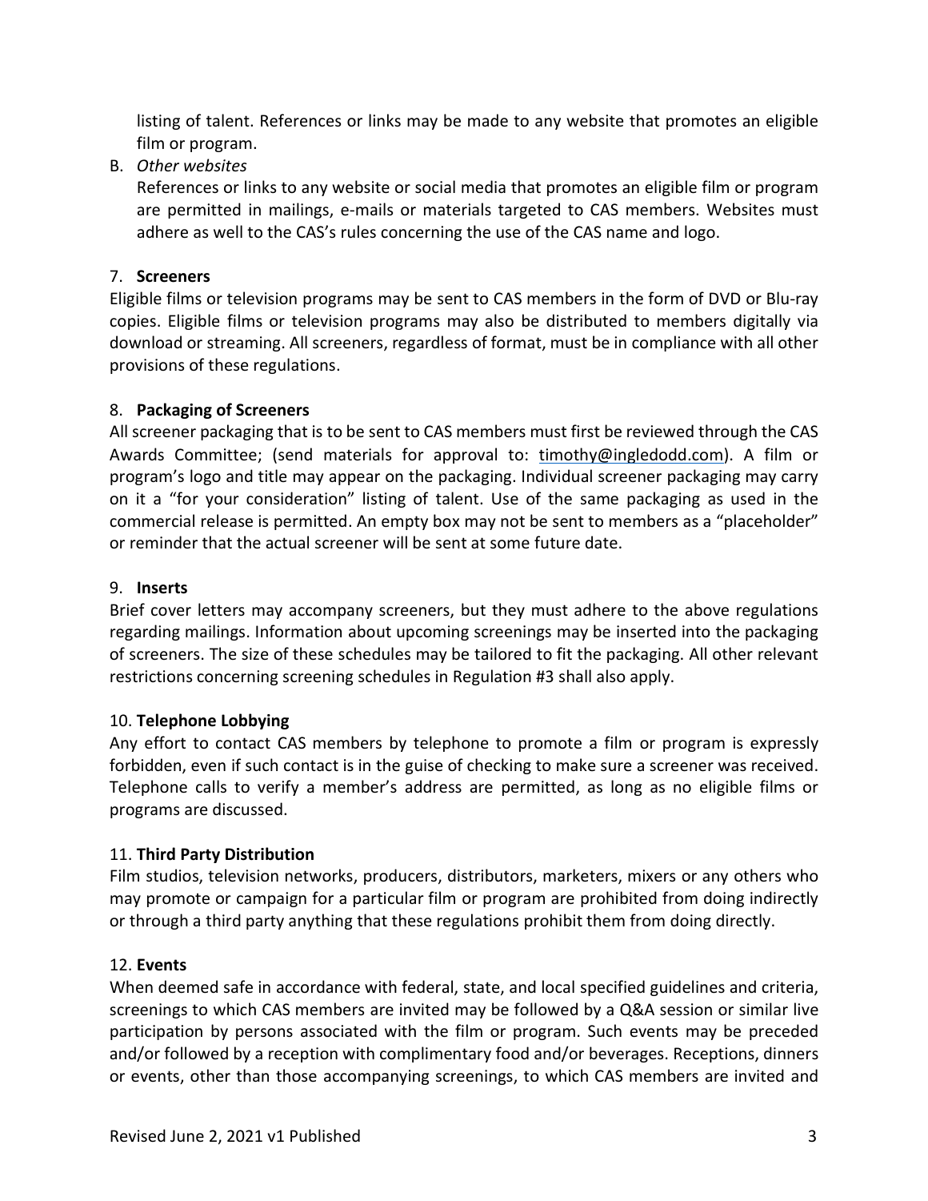listing of talent. References or links may be made to any website that promotes an eligible film or program.

B. *Other websites*

References or links to any website or social media that promotes an eligible film or program are permitted in mailings, e-mails or materials targeted to CAS members. Websites must adhere as well to the CAS's rules concerning the use of the CAS name and logo.

7. **Screeners**

Eligible films or television programs may be sent to CAS members in the form of DVD or Blu-ray copies. Eligible films or television programs may also be distributed to members digitally via download or streaming. All screeners, regardless of format, must be in compliance with all other provisions of these regulations.

8. **Packaging of Screeners**

All screener packaging that is to be sent to CAS members must first be reviewed through the CAS Awards Committee; (send materials for approval to: timothy@ingledodd.com). A film or program's logo and title may appear on the packaging. Individual screener packaging may carry on it a "for your consideration" listing of talent. Use of the same packaging as used in the commercial release is permitted. An empty box may not be sent to members as a "placeholder" or reminder that the actual screener will be sent at some future date.

9. **Inserts**

Brief cover letters may accompany screeners, but they must adhere to the above regulations regarding mailings. Information about upcoming screenings may be inserted into the packaging of screeners. The size of these schedules may be tailored to fit the packaging. All other relevant restrictions concerning screening schedules in Regulation #3 shall also apply.

10. **Telephone Lobbying**

Any effort to contact CAS members by telephone to promote a film or program is expressly forbidden, even if such contact is in the guise of checking to make sure a screener was received. Telephone calls to verify a member's address are permitted, as long as no eligible films or programs are discussed.

11. **Third Party Distribution**

Film studios, television networks, producers, distributors, marketers, mixers or any others who may promote or campaign for a particular film or program are prohibited from doing indirectly or through a third party anything that these regulations prohibit them from doing directly.

12. **Events**

When deemed safe in accordance with federal, state, and local specified guidelines and criteria, screenings to which CAS members are invited may be followed by a Q&A session or similar live participation by persons associated with the film or program. Such events may be preceded and/or followed by a reception with complimentary food and/or beverages. Receptions, dinners or events, other than those accompanying screenings, to which CAS members are invited and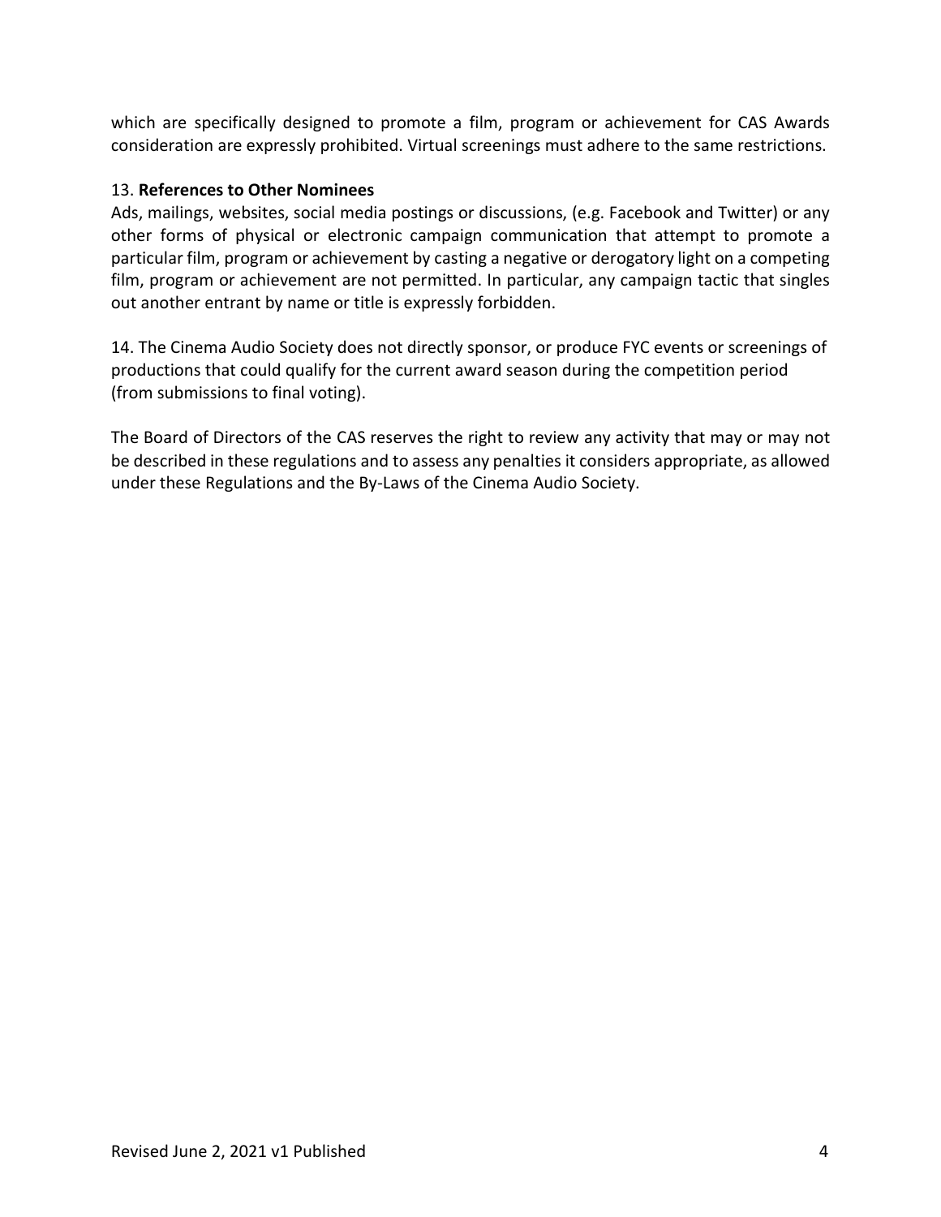which are specifically designed to promote a film, program or achievement for CAS Awards consideration are expressly prohibited. Virtual screenings must adhere to the same restrictions.

13. **References to Other Nominees**
Ads, mailings, websites, social media postings or discussions, (e.g. Facebook and Twitter) or any other forms of physical or electronic campaign communication that attempt to promote a particular film, program or achievement by casting a negative or derogatory light on a competing film, program or achievement are not permitted. In particular, any campaign tactic that singles out another entrant by name or title is expressly forbidden.

14. The Cinema Audio Society does not directly sponsor, or produce FYC events or screenings of productions that could qualify for the current award season during the competition period (from submissions to final voting).

The Board of Directors of the CAS reserves the right to review any activity that may or may not be described in these regulations and to assess any penalties it considers appropriate, as allowed under these Regulations and the By-Laws of the Cinema Audio Society.

Revised June 2, 2021 v1 Published